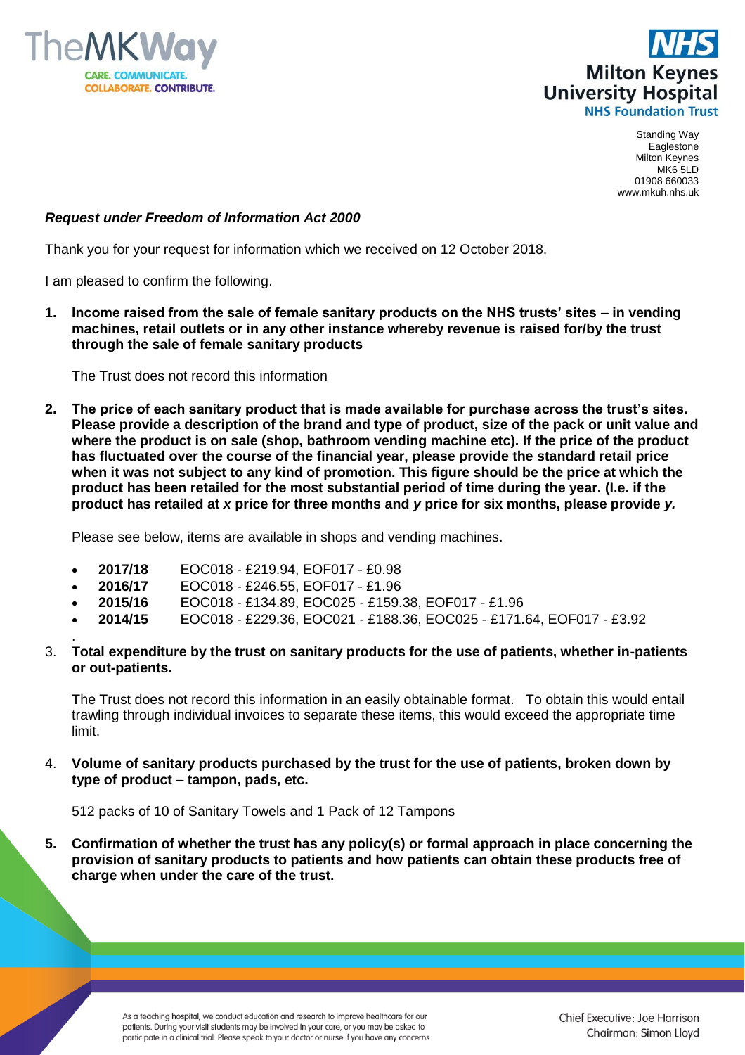TheMKWay
CARE. COMMUNICATE. COLLABORATE. CONTRIBUTE.

**NHS**
**Milton Keynes University Hospital**
**NHS Foundation Trust**

Standing Way
Eaglestone
Milton Keynes
MK6 5LD
01908 660033
www.mkuh.nhs.uk

***Request under Freedom of Information Act 2000***

Thank you for your request for information which we received on 12 October 2018.

I am pleased to confirm the following.

1. **Income raised from the sale of female sanitary products on the NHS trusts' sites – in vending machines, retail outlets or in any other instance whereby revenue is raised for/by the trust through the sale of female sanitary products**

   The Trust does not record this information

2. **The price of each sanitary product that is made available for purchase across the trust's sites. Please provide a description of the brand and type of product, size of the pack or unit value and where the product is on sale (shop, bathroom vending machine etc). If the price of the product has fluctuated over the course of the financial year, please provide the standard retail price when it was not subject to any kind of promotion. This figure should be the price at which the product has been retailed for the most substantial period of time during the year. (I.e. if the product has retailed at *x* price for three months and *y* price for six months, please provide *y*.**

   Please see below, items are available in shops and vending machines.

   - **2017/18** EOC018 - £219.94, EOF017 - £0.98
   - **2016/17** EOC018 - £246.55, EOF017 - £1.96
   - **2015/16** EOC018 - £134.89, EOC025 - £159.38, EOF017 - £1.96
   - **2014/15** EOC018 - £229.36, EOC021 - £188.36, EOC025 - £171.64, EOF017 - £3.92

3. **Total expenditure by the trust on sanitary products for the use of patients, whether in-patients or out-patients.**

   The Trust does not record this information in an easily obtainable format. To obtain this would entail trawling through individual invoices to separate these items, this would exceed the appropriate time limit.

4. **Volume of sanitary products purchased by the trust for the use of patients, broken down by type of product – tampon, pads, etc.**

   512 packs of 10 of Sanitary Towels and 1 Pack of 12 Tampons

5. **Confirmation of whether the trust has any policy(s) or formal approach in place concerning the provision of sanitary products to patients and how patients can obtain these products free of charge when under the care of the trust.**

As a teaching hospital, we conduct education and research to improve healthcare for our patients. During your visit students may be involved in your care, or you may be asked to participate in a clinical trial. Please speak to your doctor or nurse if you have any concerns.

Chief Executive: Joe Harrison
Chairman: Simon Lloyd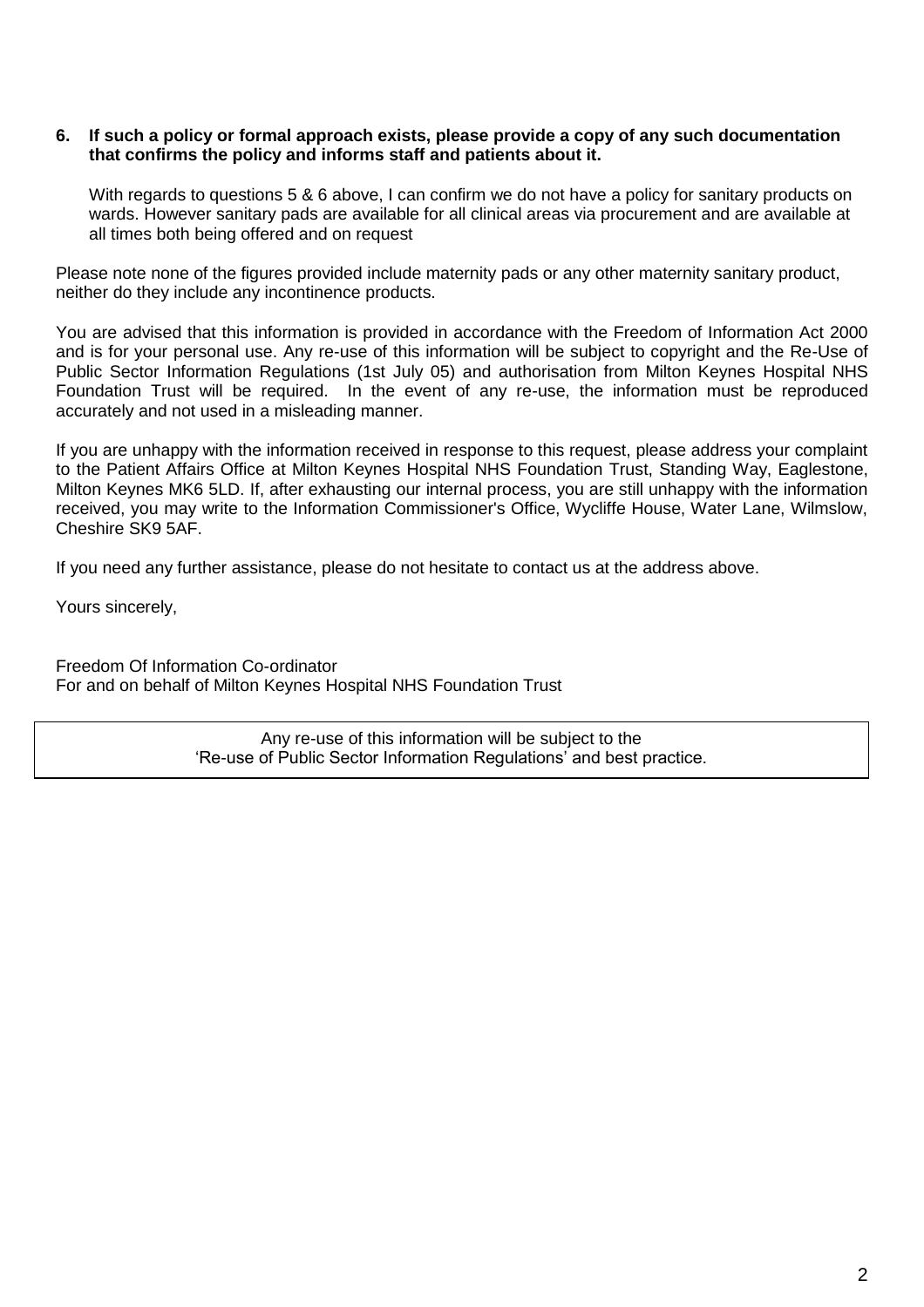**6. If such a policy or formal approach exists, please provide a copy of any such documentation that confirms the policy and informs staff and patients about it.**

With regards to questions 5 & 6 above, I can confirm we do not have a policy for sanitary products on wards. However sanitary pads are available for all clinical areas via procurement and are available at all times both being offered and on request

Please note none of the figures provided include maternity pads or any other maternity sanitary product, neither do they include any incontinence products.

You are advised that this information is provided in accordance with the Freedom of Information Act 2000 and is for your personal use. Any re-use of this information will be subject to copyright and the Re-Use of Public Sector Information Regulations (1st July 05) and authorisation from Milton Keynes Hospital NHS Foundation Trust will be required. In the event of any re-use, the information must be reproduced accurately and not used in a misleading manner.

If you are unhappy with the information received in response to this request, please address your complaint to the Patient Affairs Office at Milton Keynes Hospital NHS Foundation Trust, Standing Way, Eaglestone, Milton Keynes MK6 5LD. If, after exhausting our internal process, you are still unhappy with the information received, you may write to the Information Commissioner's Office, Wycliffe House, Water Lane, Wilmslow, Cheshire SK9 5AF.

If you need any further assistance, please do not hesitate to contact us at the address above.

Yours sincerely,

Freedom Of Information Co-ordinator
For and on behalf of Milton Keynes Hospital NHS Foundation Trust

Any re-use of this information will be subject to the
'Re-use of Public Sector Information Regulations' and best practice.